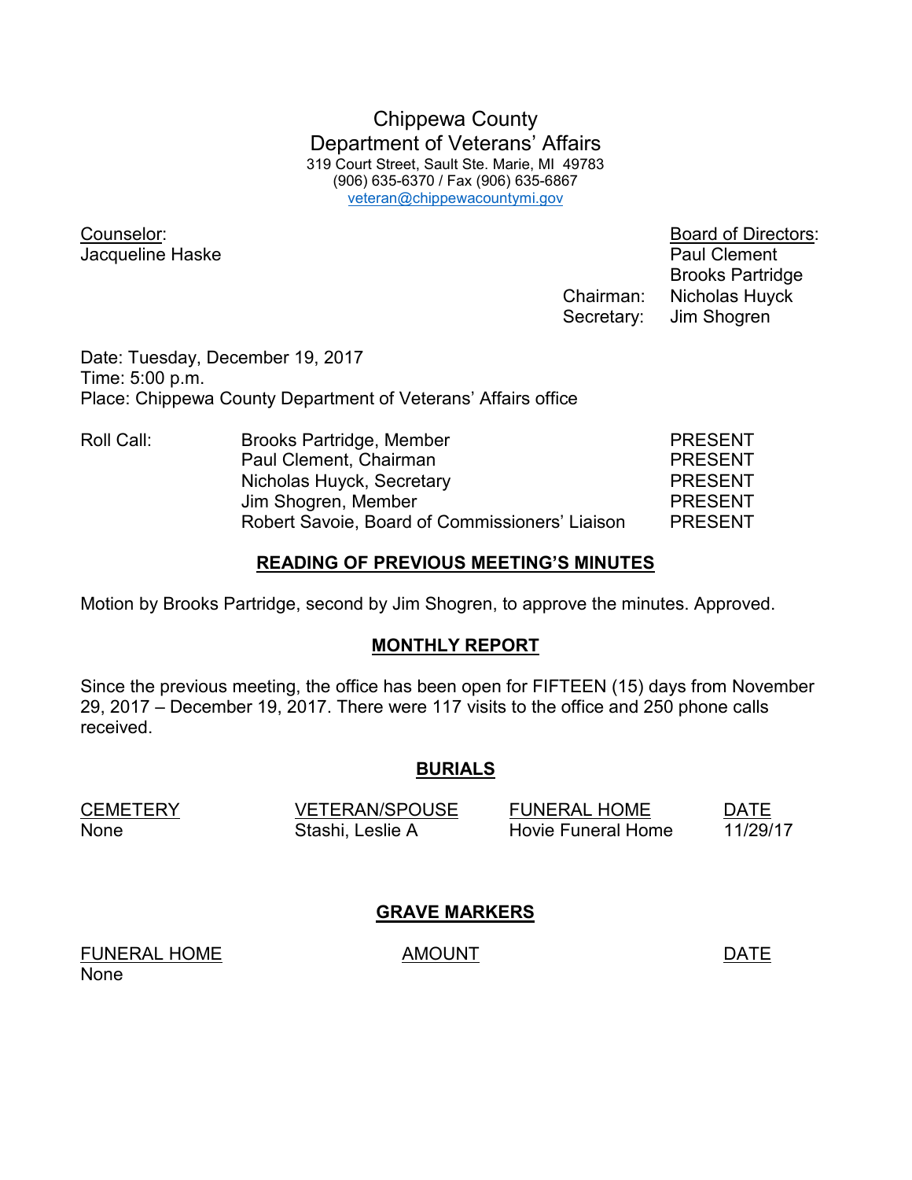# Chippewa County Department of Veterans' Affairs

319 Court Street, Sault Ste. Marie, MI 49783
(906) 635-6370 / Fax (906) 635-6867
veteran@chippewacountymi.gov

Counselor:
Jacqueline Haske

Board of Directors:
Paul Clement
Brooks Partridge
Chairman: Nicholas Huyck
Secretary: Jim Shogren

Date: Tuesday, December 19, 2017
Time: 5:00 p.m.
Place: Chippewa County Department of Veterans' Affairs office

| Roll Call: | | |
|---|---|---|
| | Brooks Partridge, Member | PRESENT |
| | Paul Clement, Chairman | PRESENT |
| | Nicholas Huyck, Secretary | PRESENT |
| | Jim Shogren, Member | PRESENT |
| | Robert Savoie, Board of Commissioners' Liaison | PRESENT |

## READING OF PREVIOUS MEETING'S MINUTES

Motion by Brooks Partridge, second by Jim Shogren, to approve the minutes. Approved.

## MONTHLY REPORT

Since the previous meeting, the office has been open for FIFTEEN (15) days from November 29, 2017 – December 19, 2017. There were 117 visits to the office and 250 phone calls received.

## BURIALS

| CEMETERY | VETERAN/SPOUSE | FUNERAL HOME | DATE |
|---|---|---|---|
| None | Stashi, Leslie A | Hovie Funeral Home | 11/29/17 |

## GRAVE MARKERS

| FUNERAL HOME | AMOUNT | DATE |
|---|---|---|
| None | | |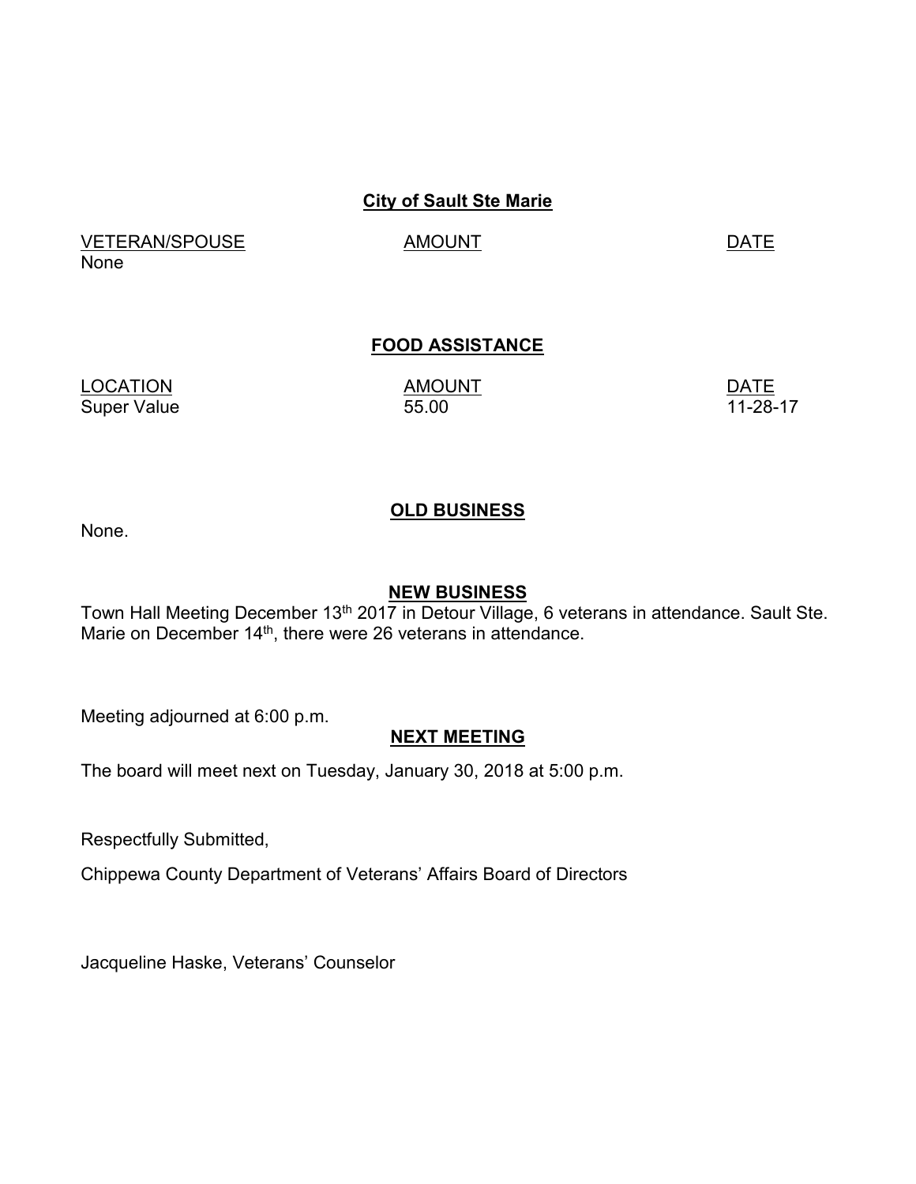**City of Sault Ste Marie**

| VETERAN/SPOUSE | AMOUNT | DATE |
|---|---|---|
| None | | |

**FOOD ASSISTANCE**

| LOCATION | AMOUNT | DATE |
|---|---|---|
| Super Value | 55.00 | 11-28-17 |

**OLD BUSINESS**

None.

**NEW BUSINESS**

Town Hall Meeting December 13th 2017 in Detour Village, 6 veterans in attendance. Sault Ste. Marie on December 14th, there were 26 veterans in attendance.

Meeting adjourned at 6:00 p.m.

**NEXT MEETING**

The board will meet next on Tuesday, January 30, 2018 at 5:00 p.m.

Respectfully Submitted,

Chippewa County Department of Veterans' Affairs Board of Directors

Jacqueline Haske, Veterans' Counselor